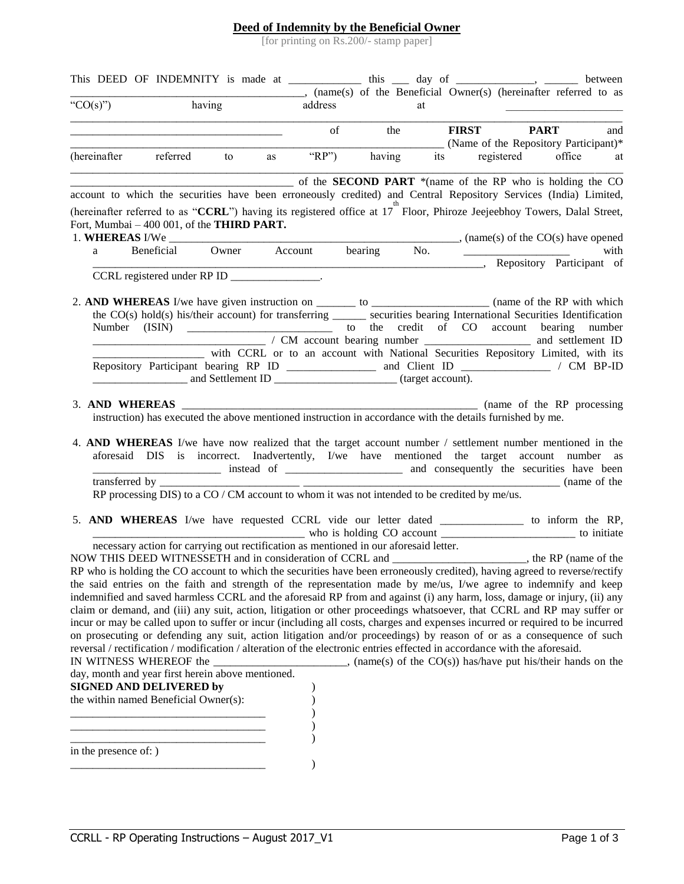**Deed of Indemnity by the Beneficial Owner**

[for printing on Rs.200/- stamp paper]

This DEED OF INDEMNITY is made at _____________ this ___ day of ______________, ______ between _________________________________________, (name(s) of the Beneficial Owner(s) (hereinafter referred to as "CO(s)") having address at _____________________ __________________________________________________________________________________________ _____________________________________ of the **FIRST PART** and ___________________________________________________________________ (Name of the Repository Participant)* (hereinafter referred to as "RP") having its registered office at __________________________________________________________________________________________ _______________________________________ of the **SECOND PART** *(name of the RP who is holding the CO account to which the securities have been erroneously credited) and Central Repository Services (India) Limited, (hereinafter referred to as "**CCRL**") having its registered office at 17th Floor, Phiroze Jeejeebhoy Towers, Dalal Street, Fort, Mumbai – 400 001, of the **THIRD PART.**

1. **WHEREAS** I/We ______________________________________________________, (name(s) of the CO(s) have opened a Beneficial Owner Account bearing No. __________________ with ____________________________________________________________________, Repository Participant of CCRL registered under RP ID ________________.

2. **AND WHEREAS** I/we have given instruction on _______ to _____________________ (name of the RP with which the CO(s) hold(s) his/their account) for transferring ______ securities bearing International Securities Identification Number (ISIN) __________________________ to the credit of CO account bearing number _______________________________ / CM account bearing number ___________________ and settlement ID ___________________ with CCRL or to an account with National Securities Repository Limited, with its Repository Participant bearing RP ID ________________ and Client ID ________________ / CM BP-ID _________________ and Settlement ID ______________________ (target account).

3. **AND WHEREAS** _______________________________________________________ (name of the RP processing instruction) has executed the above mentioned instruction in accordance with the details furnished by me.

4. **AND WHEREAS** I/we have now realized that the target account number / settlement number mentioned in the aforesaid DIS is incorrect. Inadvertently, I/we have mentioned the target account number as _______________________ instead of _____________________ and consequently the securities have been transferred by _________________________ ________________________________________________ (name of the RP processing DIS) to a CO / CM account to whom it was not intended to be credited by me/us.

5. **AND WHEREAS** I/we have requested CCRL vide our letter dated _______________ to inform the RP, ______________________________________ who is holding CO account ________________________ to initiate necessary action for carrying out rectification as mentioned in our aforesaid letter.

NOW THIS DEED WITNESSETH and in consideration of CCRL and ________________________, the RP (name of the RP who is holding the CO account to which the securities have been erroneously credited), having agreed to reverse/rectify the said entries on the faith and strength of the representation made by me/us, I/we agree to indemnify and keep indemnified and saved harmless CCRL and the aforesaid RP from and against (i) any harm, loss, damage or injury, (ii) any claim or demand, and (iii) any suit, action, litigation or other proceedings whatsoever, that CCRL and RP may suffer or incur or may be called upon to suffer or incur (including all costs, charges and expenses incurred or required to be incurred on prosecuting or defending any suit, action litigation and/or proceedings) by reason of or as a consequence of such reversal / rectification / modification / alteration of the electronic entries effected in accordance with the aforesaid.

IN WITNESS WHEREOF the ________________________, (name(s) of the CO(s)) has/have put his/their hands on the day, month and year first herein above mentioned.

**SIGNED AND DELIVERED by** )
the within named Beneficial Owner(s): )
___________________________________ )
___________________________________ )
___________________________________ )
in the presence of: )
___________________________________ )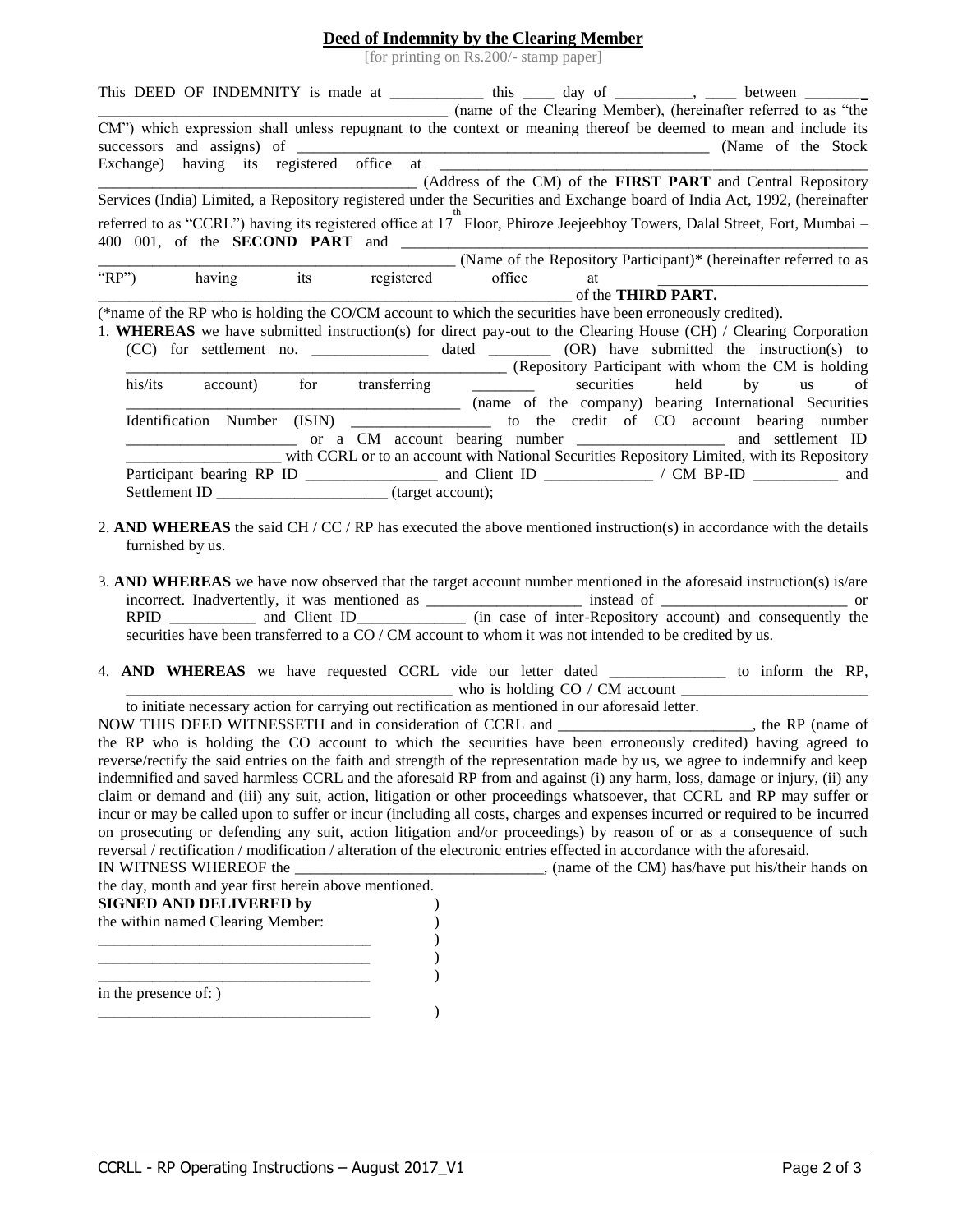# Deed of Indemnity by the Clearing Member

[for printing on Rs.200/- stamp paper]

This DEED OF INDEMNITY is made at ____________ this ____ day of __________, ____ between ________ ______________________________________________(name of the Clearing Member), (hereinafter referred to as "the CM") which expression shall unless repugnant to the context or meaning thereof be deemed to mean and include its successors and assigns) of ______________________________________________ (Name of the Stock Exchange) having its registered office at ______________________________________________ ______________________________________ (Address of the CM) of the **FIRST PART** and Central Repository Services (India) Limited, a Repository registered under the Securities and Exchange board of India Act, 1992, (hereinafter referred to as "CCRL") having its registered office at 17th Floor, Phiroze Jeejeebhoy Towers, Dalal Street, Fort, Mumbai – 400 001, of the **SECOND PART** and ______________________________________________ ______________________________________________ (Name of the Repository Participant)* (hereinafter referred to as "RP") having its registered office at ______________________________ ______________________________________________________________ of the **THIRD PART.**

(*name of the RP who is holding the CO/CM account to which the securities have been erroneously credited).

1. **WHEREAS** we have submitted instruction(s) for direct pay-out to the Clearing House (CH) / Clearing Corporation (CC) for settlement no. _______________ dated ________ (OR) have submitted the instruction(s) to ______________________________________________ (Repository Participant with whom the CM is holding his/its account) for transferring ________ securities held by us of ____________________________________________ (name of the company) bearing International Securities Identification Number (ISIN) __________________ to the credit of CO account bearing number ______________________ or a CM account bearing number ___________________ and settlement ID ____________________ with CCRL or to an account with National Securities Repository Limited, with its Repository Participant bearing RP ID _________________ and Client ID ______________ / CM BP-ID ___________ and Settlement ID ______________________ (target account);

2. **AND WHEREAS** the said CH / CC / RP has executed the above mentioned instruction(s) in accordance with the details furnished by us.

3. **AND WHEREAS** we have now observed that the target account number mentioned in the aforesaid instruction(s) is/are incorrect. Inadvertently, it was mentioned as ____________________ instead of ________________________ or RPID ___________ and Client ID______________ (in case of inter-Repository account) and consequently the securities have been transferred to a CO / CM account to whom it was not intended to be credited by us.

4. **AND WHEREAS** we have requested CCRL vide our letter dated _______________ to inform the RP, __________________________________________ who is holding CO / CM account ________________________ to initiate necessary action for carrying out rectification as mentioned in our aforesaid letter.

NOW THIS DEED WITNESSETH and in consideration of CCRL and _________________________, the RP (name of the RP who is holding the CO account to which the securities have been erroneously credited) having agreed to reverse/rectify the said entries on the faith and strength of the representation made by us, we agree to indemnify and keep indemnified and saved harmless CCRL and the aforesaid RP from and against (i) any harm, loss, damage or injury, (ii) any claim or demand and (iii) any suit, action, litigation or other proceedings whatsoever, that CCRL and RP may suffer or incur or may be called upon to suffer or incur (including all costs, charges and expenses incurred or required to be incurred on prosecuting or defending any suit, action litigation and/or proceedings) by reason of or as a consequence of such reversal / rectification / modification / alteration of the electronic entries effected in accordance with the aforesaid.

IN WITNESS WHEREOF the ________________________________, (name of the CM) has/have put his/their hands on the day, month and year first herein above mentioned.

**SIGNED AND DELIVERED by** )
the within named Clearing Member: )
___________________________________ )
___________________________________ )
___________________________________ )
in the presence of: )
___________________________________ )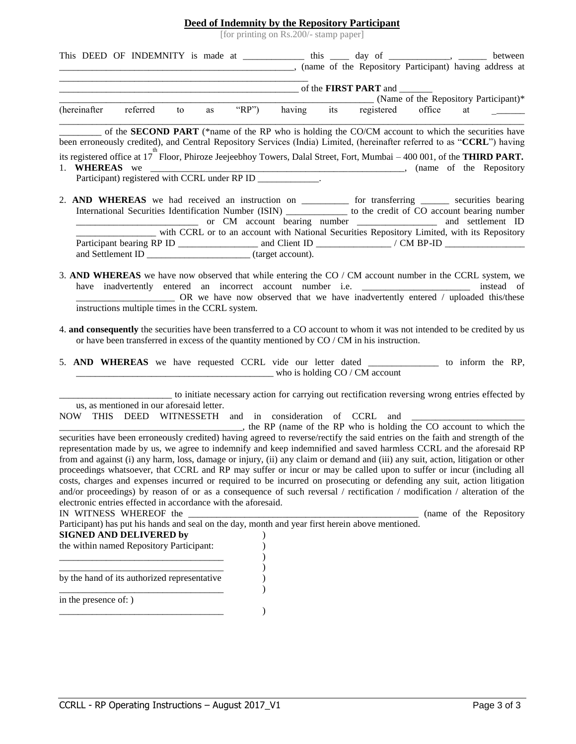# Deed of Indemnity by the Repository Participant

[for printing on Rs.200/- stamp paper]

This DEED OF INDEMNITY is made at _____________ this ____ day of _____________, ______ between _____________________________________________________, (name of the Repository Participant) having address at _______________________________________________________ _____________________________________________________ of the **FIRST PART** and _______ _____________________________________________________________________ (Name of the Repository Participant)* (hereinafter referred to as "RP") having its registered office at _______ _____________________________________________________________________________________________ _________ of the **SECOND PART** (*name of the RP who is holding the CO/CM account to which the securities have been erroneously credited), and Central Repository Services (India) Limited, (hereinafter referred to as "**CCRL**") having its registered office at 17th Floor, Phiroze Jeejeebhoy Towers, Dalal Street, Fort, Mumbai – 400 001, of the **THIRD PART.**

1. **WHEREAS** we _________________________________________________________, (name of the Repository Participant) registered with CCRL under RP ID _____________.

2. **AND WHEREAS** we had received an instruction on __________ for transferring ______ securities bearing International Securities Identification Number (ISIN) _____________ to the credit of CO account bearing number _________________________ or CM account bearing number ________________ and settlement ID ________________ with CCRL or to an account with National Securities Repository Limited, with its Repository Participant bearing RP ID ________________ and Client ID _______________ / CM BP-ID ________________ and Settlement ID ______________________ (target account).

3. **AND WHEREAS** we have now observed that while entering the CO / CM account number in the CCRL system, we have inadvertently entered an incorrect account number i.e. ______________________ instead of ____________________ OR we have now observed that we have inadvertently entered / uploaded this/these instructions multiple times in the CCRL system.

4. **and consequently** the securities have been transferred to a CO account to whom it was not intended to be credited by us or have been transferred in excess of the quantity mentioned by CO / CM in his instruction.

5. **AND WHEREAS** we have requested CCRL vide our letter dated _______________ to inform the RP, ____________________________________________ who is holding CO / CM account ________________________ to initiate necessary action for carrying out rectification reversing wrong entries effected by us, as mentioned in our aforesaid letter.

NOW THIS DEED WITNESSETH and in consideration of CCRL and ________________________ _______________________________________, the RP (name of the RP who is holding the CO account to which the securities have been erroneously credited) having agreed to reverse/rectify the said entries on the faith and strength of the representation made by us, we agree to indemnify and keep indemnified and saved harmless CCRL and the aforesaid RP from and against (i) any harm, loss, damage or injury, (ii) any claim or demand and (iii) any suit, action, litigation or other proceedings whatsoever, that CCRL and RP may suffer or incur or may be called upon to suffer or incur (including all costs, charges and expenses incurred or required to be incurred on prosecuting or defending any suit, action litigation and/or proceedings) by reason of or as a consequence of such reversal / rectification / modification / alteration of the electronic entries effected in accordance with the aforesaid.

IN WITNESS WHEREOF the ___________________________________________________ (name of the Repository Participant) has put his hands and seal on the day, month and year first herein above mentioned.

**SIGNED AND DELIVERED by** )
the within named Repository Participant: )
___________________________________ )
___________________________________ )
by the hand of its authorized representative )
___________________________________ )
in the presence of: )
___________________________________ )